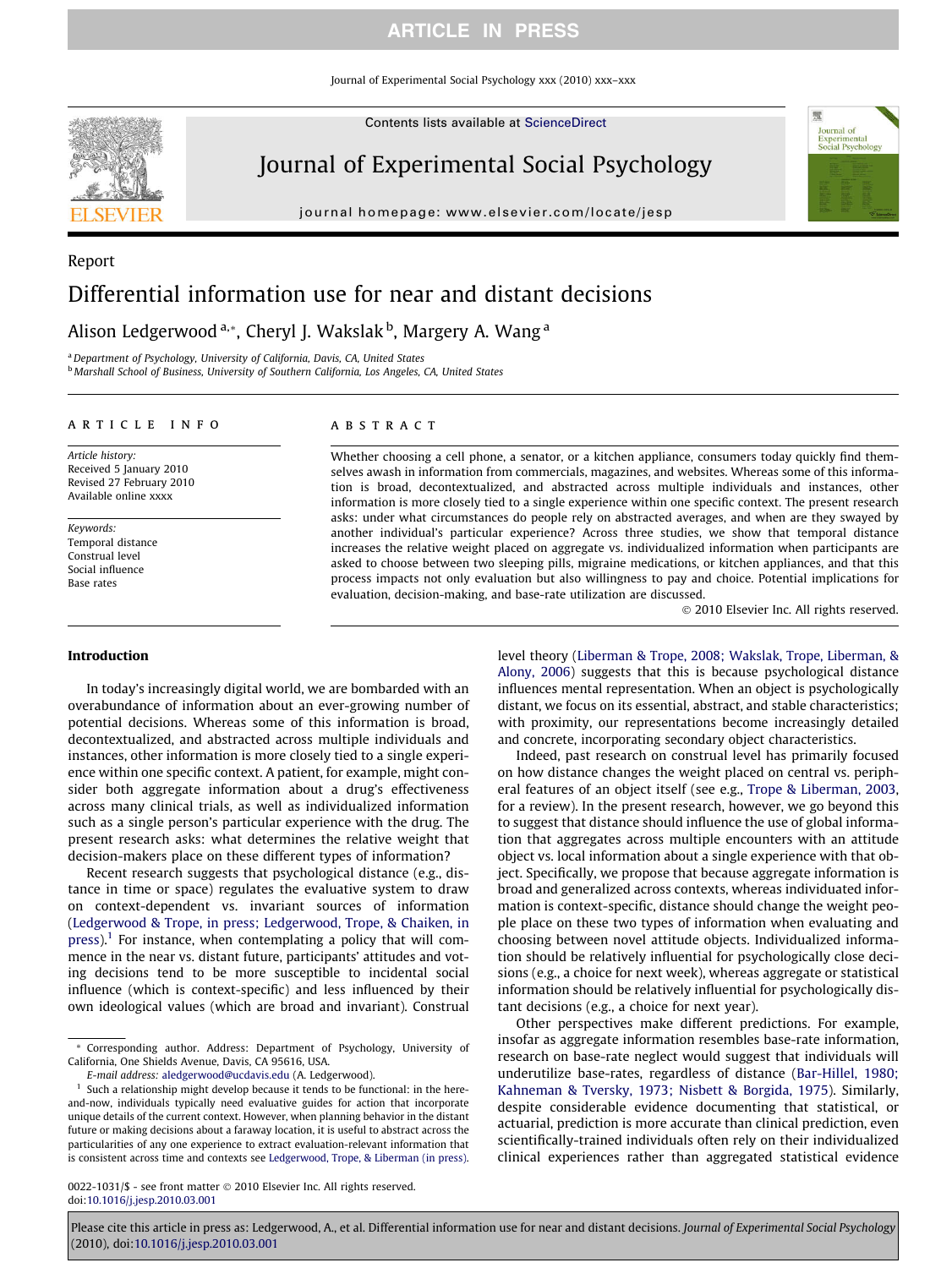Report

# Differential information use for near and distant decisions

Alison Ledgerwood [a,*], Cheryl J. Wakslak [b], Margery A. Wang [a]

[a] Department of Psychology, University of California, Davis, CA, United States
[b] Marshall School of Business, University of Southern California, Los Angeles, CA, United States

## ARTICLE INFO

*Article history:*
Received 5 January 2010
Revised 27 February 2010
Available online xxxx

*Keywords:*
Temporal distance
Construal level
Social influence
Base rates

## ABSTRACT

Whether choosing a cell phone, a senator, or a kitchen appliance, consumers today quickly find themselves awash in information from commercials, magazines, and websites. Whereas some of this information is broad, decontextualized, and abstracted across multiple individuals and instances, other information is more closely tied to a single experience within one specific context. The present research asks: under what circumstances do people rely on abstracted averages, and when are they swayed by another individual's particular experience? Across three studies, we show that temporal distance increases the relative weight placed on aggregate vs. individualized information when participants are asked to choose between two sleeping pills, migraine medications, or kitchen appliances, and that this process impacts not only evaluation but also willingness to pay and choice. Potential implications for evaluation, decision-making, and base-rate utilization are discussed.

© 2010 Elsevier Inc. All rights reserved.

## Introduction

In today's increasingly digital world, we are bombarded with an overabundance of information about an ever-growing number of potential decisions. Whereas some of this information is broad, decontextualized, and abstracted across multiple individuals and instances, other information is more closely tied to a single experience within one specific context. A patient, for example, might consider both aggregate information about a drug's effectiveness across many clinical trials, as well as individualized information such as a single person's particular experience with the drug. The present research asks: what determines the relative weight that decision-makers place on these different types of information?

Recent research suggests that psychological distance (e.g., distance in time or space) regulates the evaluative system to draw on context-dependent vs. invariant sources of information (Ledgerwood & Trope, in press; Ledgerwood, Trope, & Chaiken, in press).[1] For instance, when contemplating a policy that will commence in the near vs. distant future, participants' attitudes and voting decisions tend to be more susceptible to incidental social influence (which is context-specific) and less influenced by their own ideological values (which are broad and invariant). Construal level theory (Liberman & Trope, 2008; Wakslak, Trope, Liberman, & Alony, 2006) suggests that this is because psychological distance influences mental representation. When an object is psychologically distant, we focus on its essential, abstract, and stable characteristics; with proximity, our representations become increasingly detailed and concrete, incorporating secondary object characteristics.

Indeed, past research on construal level has primarily focused on how distance changes the weight placed on central vs. peripheral features of an object itself (see e.g., Trope & Liberman, 2003, for a review). In the present research, however, we go beyond this to suggest that distance should influence the use of global information that aggregates across multiple encounters with an attitude object vs. local information about a single experience with that object. Specifically, we propose that because aggregate information is broad and generalized across contexts, whereas individuated information is context-specific, distance should change the weight people place on these two types of information when evaluating and choosing between novel attitude objects. Individualized information should be relatively influential for psychologically close decisions (e.g., a choice for next week), whereas aggregate or statistical information should be relatively influential for psychologically distant decisions (e.g., a choice for next year).

Other perspectives make different predictions. For example, insofar as aggregate information resembles base-rate information, research on base-rate neglect would suggest that individuals will underutilize base-rates, regardless of distance (Bar-Hillel, 1980; Kahneman & Tversky, 1973; Nisbett & Borgida, 1975). Similarly, despite considerable evidence documenting that statistical, or actuarial, prediction is more accurate than clinical prediction, even scientifically-trained individuals often rely on their individualized clinical experiences rather than aggregated statistical evidence

---

* Corresponding author. Address: Department of Psychology, University of California, One Shields Avenue, Davis, CA 95616, USA.
E-mail address: aledgerwood@ucdavis.edu (A. Ledgerwood).

[1] Such a relationship might develop because it tends to be functional: in the here-and-now, individuals typically need evaluative guides for action that incorporate unique details of the current context. However, when planning behavior in the distant future or making decisions about a faraway location, it is useful to abstract across the particularities of any one experience to extract evaluation-relevant information that is consistent across time and contexts see Ledgerwood, Trope, & Liberman (in press).

0022-1031/$ - see front matter © 2010 Elsevier Inc. All rights reserved.
doi:10.1016/j.jesp.2010.03.001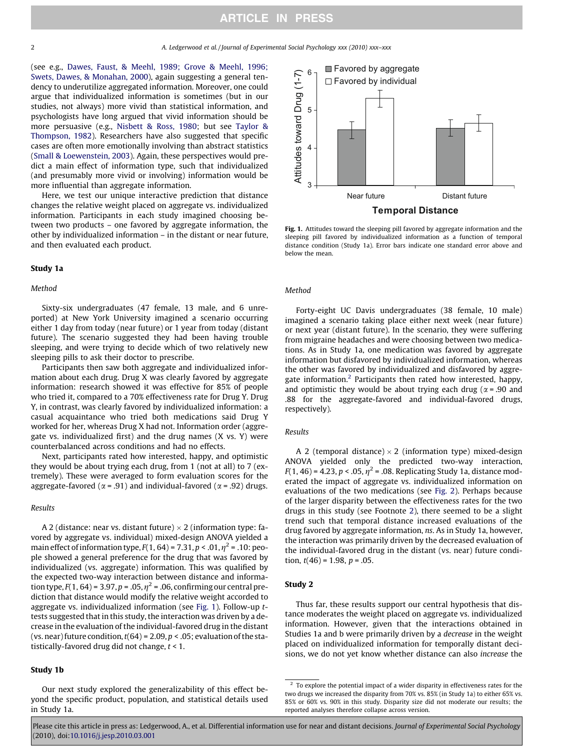(see e.g., Dawes, Faust, & Meehl, 1989; Grove & Meehl, 1996; Swets, Dawes, & Monahan, 2000), again suggesting a general tendency to underutilize aggregated information. Moreover, one could argue that individualized information is sometimes (but in our studies, not always) more vivid than statistical information, and psychologists have long argued that vivid information should be more persuasive (e.g., Nisbett & Ross, 1980; but see Taylor & Thompson, 1982). Researchers have also suggested that specific cases are often more emotionally involving than abstract statistics (Small & Loewenstein, 2003). Again, these perspectives would predict a main effect of information type, such that individualized (and presumably more vivid or involving) information would be more influential than aggregate information.

Here, we test our unique interactive prediction that distance changes the relative weight placed on aggregate vs. individualized information. Participants in each study imagined choosing between two products – one favored by aggregate information, the other by individualized information – in the distant or near future, and then evaluated each product.

## Study 1a

### Method

Sixty-six undergraduates (47 female, 13 male, and 6 unreported) at New York University imagined a scenario occurring either 1 day from today (near future) or 1 year from today (distant future). The scenario suggested they had been having trouble sleeping, and were trying to decide which of two relatively new sleeping pills to ask their doctor to prescribe.

Participants then saw both aggregate and individualized information about each drug. Drug X was clearly favored by aggregate information: research showed it was effective for 85% of people who tried it, compared to a 70% effectiveness rate for Drug Y. Drug Y, in contrast, was clearly favored by individualized information: a casual acquaintance who tried both medications said Drug Y worked for her, whereas Drug X had not. Information order (aggregate vs. individualized first) and the drug names (X vs. Y) were counterbalanced across conditions and had no effects.

Next, participants rated how interested, happy, and optimistic they would be about trying each drug, from 1 (not at all) to 7 (extremely). These were averaged to form evaluation scores for the aggregate-favored ($\alpha$ = .91) and individual-favored ($\alpha$ = .92) drugs.

### Results

A 2 (distance: near vs. distant future) $\times$ 2 (information type: favored by aggregate vs. individual) mixed-design ANOVA yielded a main effect of information type, $F(1, 64) = 7.31$, $p < .01$, $\eta^2 = .10$: people showed a general preference for the drug that was favored by individualized (vs. aggregate) information. This was qualified by the expected two-way interaction between distance and information type, $F(1, 64) = 3.97$, $p = .05$, $\eta^2 = .06$, confirming our central prediction that distance would modify the relative weight accorded to aggregate vs. individualized information (see Fig. 1). Follow-up *t*-tests suggested that in this study, the interaction was driven by a decrease in the evaluation of the individual-favored drug in the distant (vs. near) future condition, $t(64) = 2.09$, $p < .05$; evaluation of the statistically-favored drug did not change, $t < 1$.

**Fig. 1.** Attitudes toward the sleeping pill favored by aggregate information and the sleeping pill favored by individualized information as a function of temporal distance condition (Study 1a). Error bars indicate one standard error above and below the mean.

## Study 1b

Our next study explored the generalizability of this effect beyond the specific product, population, and statistical details used in Study 1a.

### Method

Forty-eight UC Davis undergraduates (38 female, 10 male) imagined a scenario taking place either next week (near future) or next year (distant future). In the scenario, they were suffering from migraine headaches and were choosing between two medications. As in Study 1a, one medication was favored by aggregate information but disfavored by individualized information, whereas the other was favored by individualized and disfavored by aggregate information.[2] Participants then rated how interested, happy, and optimistic they would be about trying each drug ($\alpha$ = .90 and .88 for the aggregate-favored and individual-favored drugs, respectively).

### Results

A 2 (temporal distance) $\times$ 2 (information type) mixed-design ANOVA yielded only the predicted two-way interaction, $F(1, 46) = 4.23$, $p < .05$, $\eta^2 = .08$. Replicating Study 1a, distance moderated the impact of aggregate vs. individualized information on evaluations of the two medications (see Fig. 2). Perhaps because of the larger disparity between the effectiveness rates for the two drugs in this study (see Footnote 2), there seemed to be a slight trend such that temporal distance increased evaluations of the drug favored by aggregate information, *ns*. As in Study 1a, however, the interaction was primarily driven by the decreased evaluation of the individual-favored drug in the distant (vs. near) future condition, $t(46) = 1.98$, $p = .05$.

## Study 2

Thus far, these results support our central hypothesis that distance moderates the weight placed on aggregate vs. individualized information. However, given that the interactions obtained in Studies 1a and b were primarily driven by a *decrease* in the weight placed on individualized information for temporally distant decisions, we do not yet know whether distance can also *increase* the

[2] To explore the potential impact of a wider disparity in effectiveness rates for the two drugs we increased the disparity from 70% vs. 85% (in Study 1a) to either 65% vs. 85% or 60% vs. 90% in this study. Disparity size did not moderate our results; the reported analyses therefore collapse across version.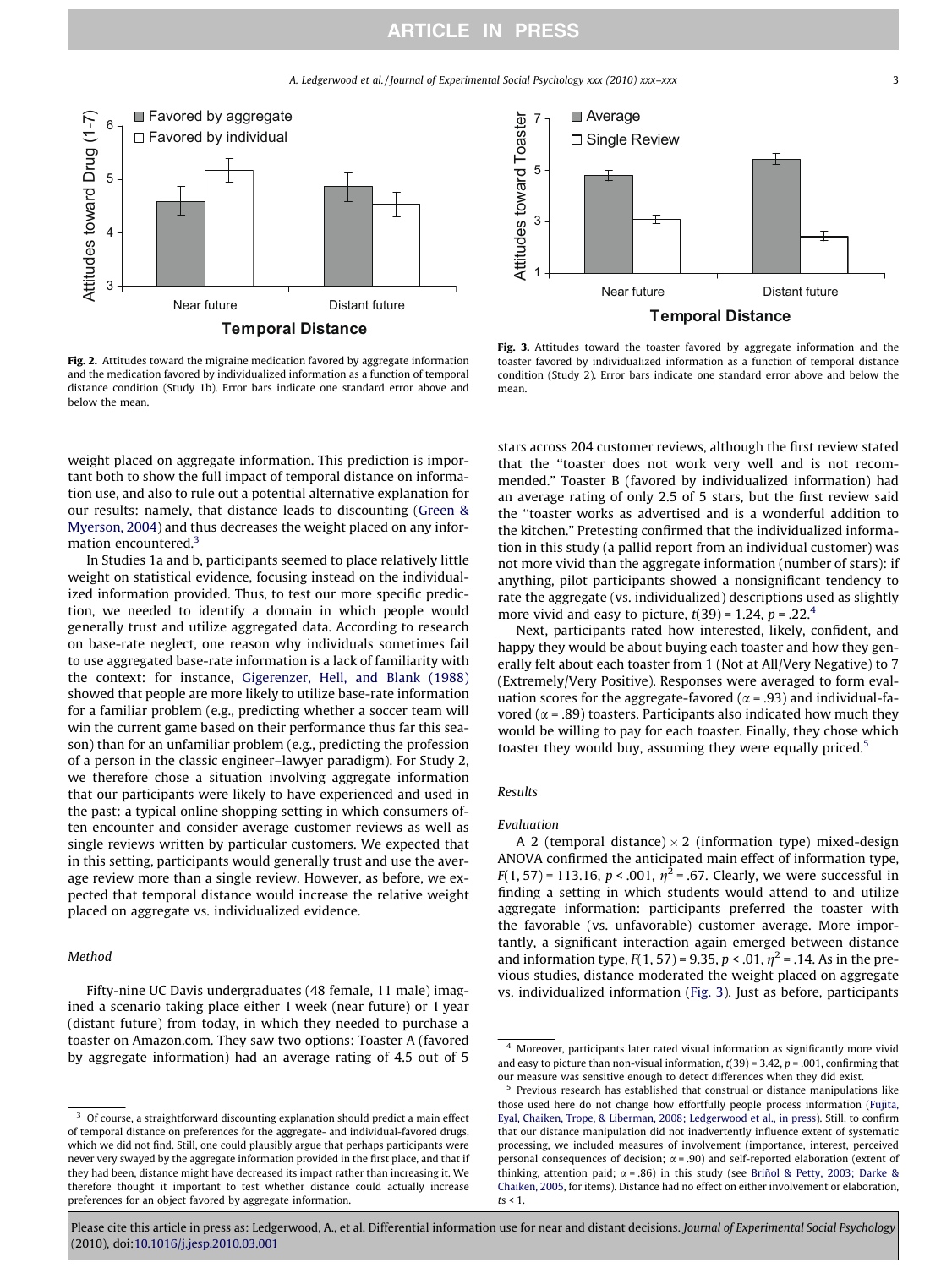Fig. 2. Attitudes toward the migraine medication favored by aggregate information and the medication favored by individualized information as a function of temporal distance condition (Study 1b). Error bars indicate one standard error above and below the mean.

Fig. 3. Attitudes toward the toaster favored by aggregate information and the toaster favored by individualized information as a function of temporal distance condition (Study 2). Error bars indicate one standard error above and below the mean.

weight placed on aggregate information. This prediction is important both to show the full impact of temporal distance on information use, and also to rule out a potential alternative explanation for our results: namely, that distance leads to discounting (Green & Myerson, 2004) and thus decreases the weight placed on any information encountered.[3]

In Studies 1a and b, participants seemed to place relatively little weight on statistical evidence, focusing instead on the individualized information provided. Thus, to test our more specific prediction, we needed to identify a domain in which people would generally trust and utilize aggregated data. According to research on base-rate neglect, one reason why individuals sometimes fail to use aggregated base-rate information is a lack of familiarity with the context: for instance, Gigerenzer, Hell, and Blank (1988) showed that people are more likely to utilize base-rate information for a familiar problem (e.g., predicting whether a soccer team will win the current game based on their performance thus far this season) than for an unfamiliar problem (e.g., predicting the profession of a person in the classic engineer–lawyer paradigm). For Study 2, we therefore chose a situation involving aggregate information that our participants were likely to have experienced and used in the past: a typical online shopping setting in which consumers often encounter and consider average customer reviews as well as single reviews written by particular customers. We expected that in this setting, participants would generally trust and use the average review more than a single review. However, as before, we expected that temporal distance would increase the relative weight placed on aggregate vs. individualized evidence.

### Method

Fifty-nine UC Davis undergraduates (48 female, 11 male) imagined a scenario taking place either 1 week (near future) or 1 year (distant future) from today, in which they needed to purchase a toaster on Amazon.com. They saw two options: Toaster A (favored by aggregate information) had an average rating of 4.5 out of 5 stars across 204 customer reviews, although the first review stated that the "toaster does not work very well and is not recommended." Toaster B (favored by individualized information) had an average rating of only 2.5 of 5 stars, but the first review said the "toaster works as advertised and is a wonderful addition to the kitchen." Pretesting confirmed that the individualized information in this study (a pallid report from an individual customer) was not more vivid than the aggregate information (number of stars): if anything, pilot participants showed a nonsignificant tendency to rate the aggregate (vs. individualized) descriptions used as slightly more vivid and easy to picture, $t(39) = 1.24$, $p = .22$.[4]

Next, participants rated how interested, likely, confident, and happy they would be about buying each toaster and how they generally felt about each toaster from 1 (Not at All/Very Negative) to 7 (Extremely/Very Positive). Responses were averaged to form evaluation scores for the aggregate-favored ($\alpha = .93$) and individual-favored ($\alpha = .89$) toasters. Participants also indicated how much they would be willing to pay for each toaster. Finally, they chose which toaster they would buy, assuming they were equally priced.[5]

### Results

#### Evaluation

A 2 (temporal distance) × 2 (information type) mixed-design ANOVA confirmed the anticipated main effect of information type, $F(1, 57) = 113.16$, $p < .001$, $\eta^2 = .67$. Clearly, we were successful in finding a setting in which students would attend to and utilize aggregate information: participants preferred the toaster with the favorable (vs. unfavorable) customer average. More importantly, a significant interaction again emerged between distance and information type, $F(1, 57) = 9.35$, $p < .01$, $\eta^2 = .14$. As in the previous studies, distance moderated the weight placed on aggregate vs. individualized information (Fig. 3). Just as before, participants

---

[3] Of course, a straightforward discounting explanation should predict a main effect of temporal distance on preferences for the aggregate- and individual-favored drugs, which we did not find. Still, one could plausibly argue that perhaps participants were never very swayed by the aggregate information provided in the first place, and that if they had been, distance might have decreased its impact rather than increasing it. We therefore thought it important to test whether distance could actually increase preferences for an object favored by aggregate information.

[4] Moreover, participants later rated visual information as significantly more vivid and easy to picture than non-visual information, $t(39) = 3.42$, $p = .001$, confirming that our measure was sensitive enough to detect differences when they did exist.

[5] Previous research has established that construal or distance manipulations like those used here do not change how effortfully people process information (Fujita, Eyal, Chaiken, Trope, & Liberman, 2008; Ledgerwood et al., in press). Still, to confirm that our distance manipulation did not inadvertently influence extent of systematic processing, we included measures of involvement (importance, interest, perceived personal consequences of decision; $\alpha = .90$) and self-reported elaboration (extent of thinking, attention paid; $\alpha = .86$) in this study (see Briñol & Petty, 2003; Darke & Chaiken, 2005, for items). Distance had no effect on either involvement or elaboration, $ts < 1$.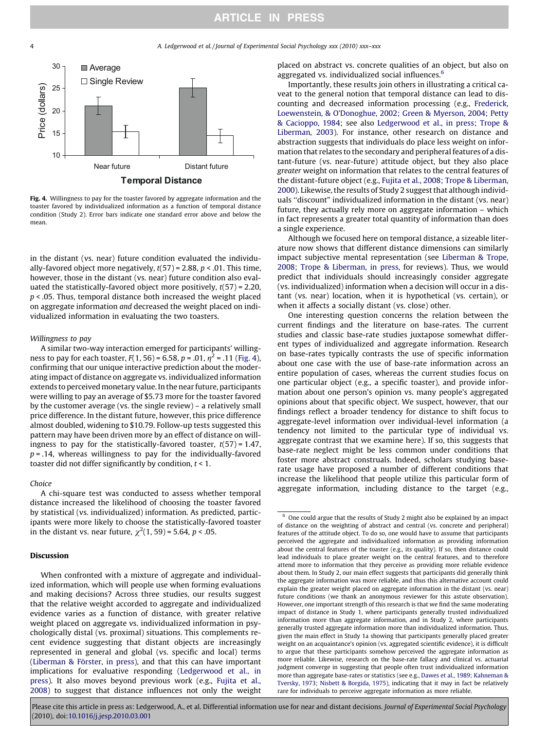Fig. 4. Willingness to pay for the toaster favored by aggregate information and the toaster favored by individualized information as a function of temporal distance condition (Study 2). Error bars indicate one standard error above and below the mean.

in the distant (vs. near) future condition evaluated the individually-favored object more negatively, $t(57) = 2.88$, $p < .01$. This time, however, those in the distant (vs. near) future condition also evaluated the statistically-favored object more positively, $t(57) = 2.20$, $p < .05$. Thus, temporal distance both increased the weight placed on aggregate information *and* decreased the weight placed on individualized information in evaluating the two toasters.

*Willingness to pay*

A similar two-way interaction emerged for participants' willingness to pay for each toaster, $F(1, 56) = 6.58$, $p = .01$, $\eta^2 = .11$ (Fig. 4), confirming that our unique interactive prediction about the moderating impact of distance on aggregate vs. individualized information extends to perceived monetary value. In the near future, participants were willing to pay an average of \$5.73 more for the toaster favored by the customer average (vs. the single review) – a relatively small price difference. In the distant future, however, this price difference almost doubled, widening to \$10.79. Follow-up tests suggested this pattern may have been driven more by an effect of distance on willingness to pay for the statistically-favored toaster, $t(57) = 1.47$, $p = .14$, whereas willingness to pay for the individually-favored toaster did not differ significantly by condition, $t < 1$.

*Choice*

A chi-square test was conducted to assess whether temporal distance increased the likelihood of choosing the toaster favored by statistical (vs. individualized) information. As predicted, participants were more likely to choose the statistically-favored toaster in the distant vs. near future, $\chi^2(1, 59) = 5.64$, $p < .05$.

## Discussion

When confronted with a mixture of aggregate and individualized information, which will people use when forming evaluations and making decisions? Across three studies, our results suggest that the relative weight accorded to aggregate and individualized evidence varies as a function of distance, with greater relative weight placed on aggregate vs. individualized information in psychologically distal (vs. proximal) situations. This complements recent evidence suggesting that distant objects are increasingly represented in general and global (vs. specific and local) terms (Liberman & Förster, in press), and that this can have important implications for evaluative responding (Ledgerwood et al., in press). It also moves beyond previous work (e.g., Fujita et al., 2008) to suggest that distance influences not only the weight placed on abstract vs. concrete qualities of an object, but also on aggregated vs. individualized social influences.[6]

Importantly, these results join others in illustrating a critical caveat to the general notion that temporal distance can lead to discounting and decreased information processing (e.g., Frederick, Loewenstein, & O'Donoghue, 2002; Green & Myerson, 2004; Petty & Cacioppo, 1984; see also Ledgerwood et al., in press; Trope & Liberman, 2003). For instance, other research on distance and abstraction suggests that individuals do place less weight on information that relates to the secondary and peripheral features of a distant-future (vs. near-future) attitude object, but they also place *greater* weight on information that relates to the central features of the distant-future object (e.g., Fujita et al., 2008; Trope & Liberman, 2000). Likewise, the results of Study 2 suggest that although individuals "discount" individualized information in the distant (vs. near) future, they actually rely more on aggregate information – which in fact represents a greater total quantity of information than does a single experience.

Although we focused here on temporal distance, a sizeable literature now shows that different distance dimensions can similarly impact subjective mental representation (see Liberman & Trope, 2008; Trope & Liberman, in press, for reviews). Thus, we would predict that individuals should increasingly consider aggregate (vs. individualized) information when a decision will occur in a distant (vs. near) location, when it is hypothetical (vs. certain), or when it affects a socially distant (vs. close) other.

One interesting question concerns the relation between the current findings and the literature on base-rates. The current studies and classic base-rate studies juxtapose somewhat different types of individualized and aggregate information. Research on base-rates typically contrasts the use of specific information about one case with the use of base-rate information across an entire population of cases, whereas the current studies focus on one particular object (e.g., a specific toaster), and provide information about one person's opinion vs. many people's aggregated opinions about that specific object. We suspect, however, that our findings reflect a broader tendency for distance to shift focus to aggregate-level information over individual-level information (a tendency not limited to the particular type of individual vs. aggregate contrast that we examine here). If so, this suggests that base-rate neglect might be less common under conditions that foster more abstract construals. Indeed, scholars studying base-rate usage have proposed a number of different conditions that increase the likelihood that people utilize this particular form of aggregate information, including distance to the target (e.g.,

---

[6] One could argue that the results of Study 2 might also be explained by an impact of distance on the weighting of abstract and central (vs. concrete and peripheral) features of the attitude object. To do so, one would have to assume that participants perceived the aggregate and individualized information as providing information about the central features of the toaster (e.g., its quality). If so, then distance could lead individuals to place greater weight on the central features, and to therefore attend more to information that they perceive as providing more reliable evidence about them. In Study 2, our main effect suggests that participants did generally think the aggregate information was more reliable, and thus this alternative account could explain the greater weight placed on aggregate information in the distant (vs. near) future conditions (we thank an anonymous reviewer for this astute observation). However, one important strength of this research is that we find the same moderating impact of distance in Study 1, where participants generally trusted individualized information more than aggregate information, and in Study 2, where participants generally trusted aggregate information more than individualized information. Thus, given the main effect in Study 1a showing that participants generally placed greater weight on an acquaintance's opinion (vs. aggregated scientific evidence), it is difficult to argue that these participants somehow perceived the aggregate information as more reliable. Likewise, research on the base-rate fallacy and clinical vs. actuarial judgment converge in suggesting that people often trust individualized information more than aggregate base-rates or statistics (see e.g., Dawes et al., 1989; Kahneman & Tversky, 1973; Nisbett & Borgida, 1975), indicating that it may in fact be relatively rare for individuals to perceive aggregate information as more reliable.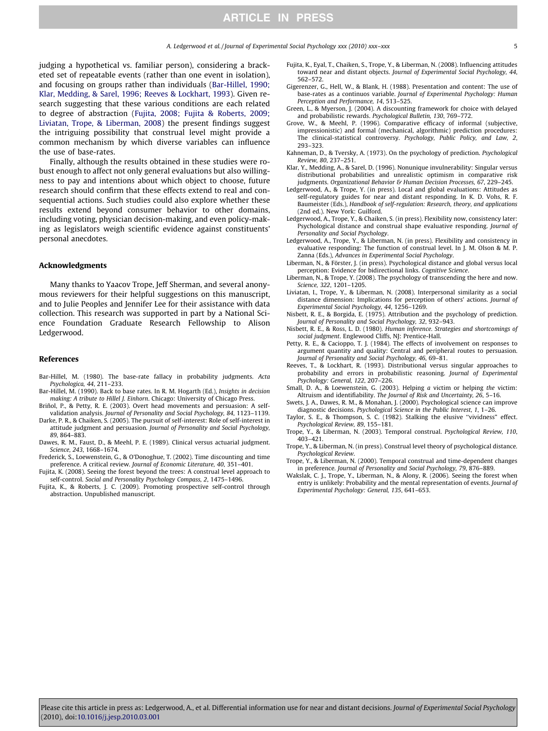judging a hypothetical vs. familiar person), considering a bracketed set of repeatable events (rather than one event in isolation), and focusing on groups rather than individuals (Bar-Hillel, 1990; Klar, Medding, & Sarel, 1996; Reeves & Lockhart, 1993). Given research suggesting that these various conditions are each related to degree of abstraction (Fujita, 2008; Fujita & Roberts, 2009; Liviatan, Trope, & Liberman, 2008) the present findings suggest the intriguing possibility that construal level might provide a common mechanism by which diverse variables can influence the use of base-rates.

Finally, although the results obtained in these studies were robust enough to affect not only general evaluations but also willingness to pay and intentions about which object to choose, future research should confirm that these effects extend to real and consequential actions. Such studies could also explore whether these results extend beyond consumer behavior to other domains, including voting, physician decision-making, and even policy-making as legislators weigh scientific evidence against constituents' personal anecdotes.

### Acknowledgments

Many thanks to Yaacov Trope, Jeff Sherman, and several anonymous reviewers for their helpful suggestions on this manuscript, and to Julie Peoples and Jennifer Lee for their assistance with data collection. This research was supported in part by a National Science Foundation Graduate Research Fellowship to Alison Ledgerwood.

### References

Bar-Hillel, M. (1980). The base-rate fallacy in probability judgments. *Acta Psychologica, 44*, 211–233.

Bar-Hillel, M. (1990). Back to base rates. In R. M. Hogarth (Ed.), *Insights in decision making: A tribute to Hillel J. Einhorn*. Chicago: University of Chicago Press.

Briñol, P., & Petty, R. E. (2003). Overt head movements and persuasion: A self-validation analysis. *Journal of Personality and Social Psychology, 84*, 1123–1139.

Darke, P. R., & Chaiken, S. (2005). The pursuit of self-interest: Role of self-interest in attitude judgment and persuasion. *Journal of Personality and Social Psychology, 89*, 864–883.

Dawes, R. M., Faust, D., & Meehl, P. E. (1989). Clinical versus actuarial judgment. *Science, 243*, 1668–1674.

Frederick, S., Loewenstein, G., & O'Donoghue, T. (2002). Time discounting and time preference. A critical review. *Journal of Economic Literature, 40*, 351–401.

Fujita, K. (2008). Seeing the forest beyond the trees: A construal level approach to self-control. *Social and Personality Psychology Compass, 2*, 1475–1496.

Fujita, K., & Roberts, J. C. (2009). Promoting prospective self-control through abstraction. Unpublished manuscript.

Fujita, K., Eyal, T., Chaiken, S., Trope, Y., & Liberman, N. (2008). Influencing attitudes toward near and distant objects. *Journal of Experimental Social Psychology, 44*, 562–572.

Gigerenzer, G., Hell, W., & Blank, H. (1988). Presentation and content: The use of base-rates as a continuos variable. *Journal of Experimental Psychology: Human Perception and Performance, 14*, 513–525.

Green, L., & Myerson, J. (2004). A discounting framework for choice with delayed and probabilistic rewards. *Psychological Bulletin, 130*, 769–772.

Grove, W., & Meehl, P. (1996). Comparative efficacy of informal (subjective, impressionistic) and formal (mechanical, algorithmic) prediction procedures: The clinical-statistical controversy. *Psychology, Public Policy, and Law, 2*, 293–323.

Kahneman, D., & Tversky, A. (1973). On the psychology of prediction. *Psychological Review, 80*, 237–251.

Klar, Y., Medding, A., & Sarel, D. (1996). Nonunique invulnerability: Singular versus distributional probabilities and unrealistic optimism in comparative risk judgments. *Organizational Behavior & Human Decision Processes, 67*, 229–245.

Ledgerwood, A., & Trope, Y. (in press). Local and global evaluations: Attitudes as self-regulatory guides for near and distant responding. In K. D. Vohs, R. F. Baumeister (Eds.), *Handbook of self-regulation: Research, theory, and applications* (2nd ed.). New York: Guilford.

Ledgerwood, A., Trope, Y., & Chaiken, S. (in press). Flexibility now, consistency later: Psychological distance and construal shape evaluative responding. *Journal of Personality and Social Psychology*.

Ledgerwood, A., Trope, Y., & Liberman, N. (in press). Flexibility and consistency in evaluative responding: The function of construal level. In J. M. Olson & M. P. Zanna (Eds.), *Advances in Experimental Social Psychology*.

Liberman, N., & Förster, J. (in press). Psychological distance and global versus local perception: Evidence for bidirectional links. *Cognitive Science*.

Liberman, N., & Trope, Y. (2008). The psychology of transcending the here and now. *Science, 322*, 1201–1205.

Liviatan, I., Trope, Y., & Liberman, N. (2008). Interpersonal similarity as a social distance dimension: Implications for perception of others' actions. *Journal of Experimental Social Psychology, 44*, 1256–1269.

Nisbett, R. E., & Borgida, E. (1975). Attribution and the psychology of prediction. *Journal of Personality and Social Psychology, 32*, 932–943.

Nisbett, R. E., & Ross, L. D. (1980). *Human inference. Strategies and shortcomings of social judgment*. Englewood Cliffs, NJ: Prentice-Hall.

Petty, R. E., & Cacioppo, T. J. (1984). The effects of involvement on responses to argument quantity and quality: Central and peripheral routes to persuasion. *Journal of Personality and Social Psychology, 46*, 69–81.

Reeves, T., & Lockhart, R. (1993). Distributional versus singular approaches to probability and errors in probabilistic reasoning. *Journal of Experimental Psychology: General, 122*, 207–226.

Small, D. A., & Loewenstein, G. (2003). Helping *a* victim or helping *the* victim: Altruism and identifiability. *The Journal of Risk and Uncertainty, 26*, 5–16.

Swets, J. A., Dawes, R. M., & Monahan, J. (2000). Psychological science can improve diagnostic decisions. *Psychological Science in the Public Interest, 1*, 1–26.

Taylor, S. E., & Thompson, S. C. (1982). Stalking the elusive "vividness" effect. *Psychological Review, 89*, 155–181.

Trope, Y., & Liberman, N. (2003). Temporal construal. *Psychological Review, 110*, 403–421.

Trope, Y., & Liberman, N. (in press). Construal level theory of psychological distance. *Psychological Review*.

Trope, Y., & Liberman, N. (2000). Temporal construal and time-dependent changes in preference. *Journal of Personality and Social Psychology, 79*, 876–889.

Wakslak, C. J., Trope, Y., Liberman, N., & Alony, R. (2006). Seeing the forest when entry is unlikely: Probability and the mental representation of events. *Journal of Experimental Psychology: General, 135*, 641–653.